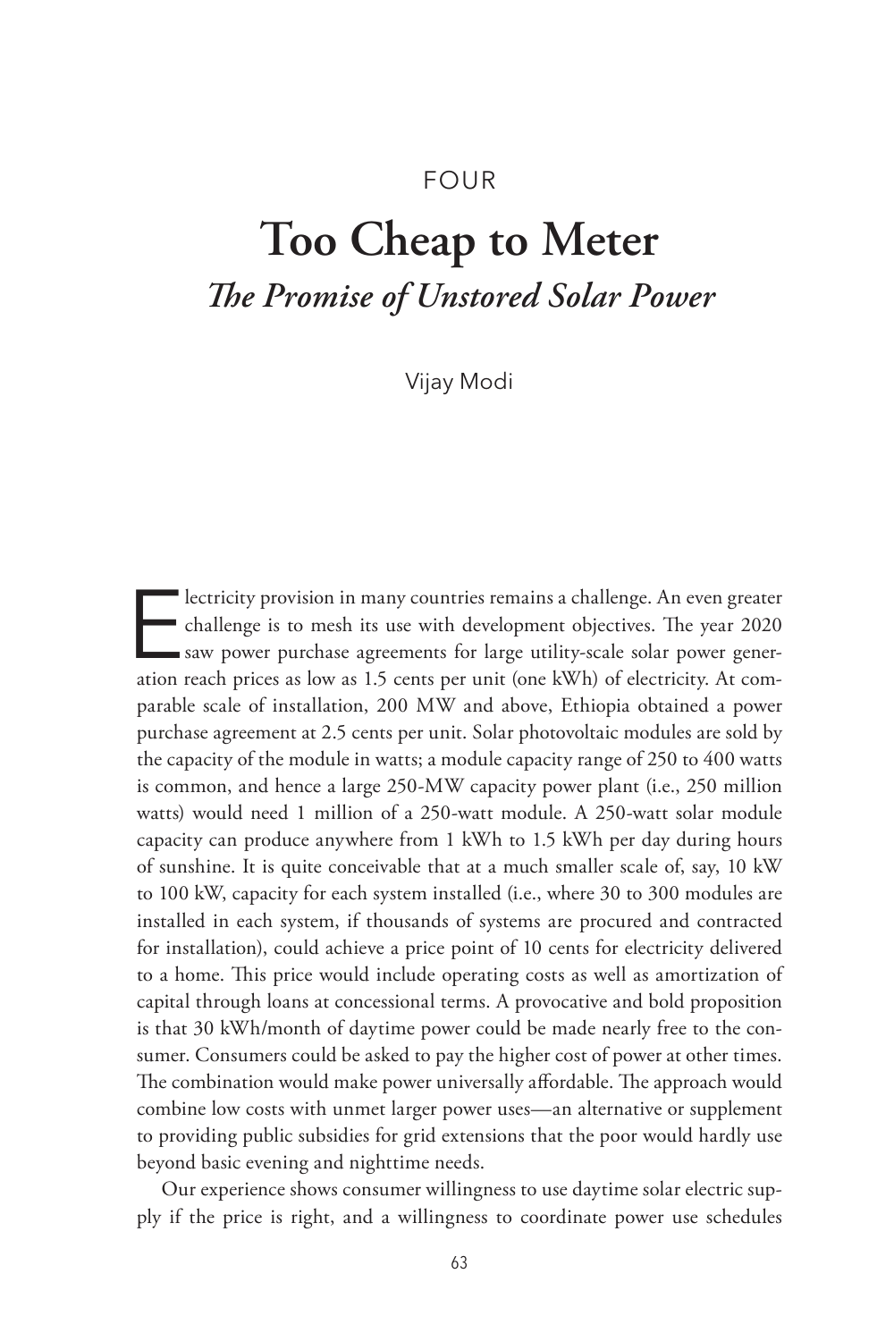FOUR

# Too Cheap to Meter

## *The Promise of Unstored Solar Power*

Vijay Modi

Electricity provision in many countries remains a challenge. An even greater challenge is to mesh its use with development objectives. The year 2020 saw power purchase agreements for large utility-scale solar power generation reach prices as low as 1.5 cents per unit (one kWh) of electricity. At comparable scale of installation, 200 MW and above, Ethiopia obtained a power purchase agreement at 2.5 cents per unit. Solar photovoltaic modules are sold by the capacity of the module in watts; a module capacity range of 250 to 400 watts is common, and hence a large 250-MW capacity power plant (i.e., 250 million watts) would need 1 million of a 250-watt module. A 250-watt solar module capacity can produce anywhere from 1 kWh to 1.5 kWh per day during hours of sunshine. It is quite conceivable that at a much smaller scale of, say, 10 kW to 100 kW, capacity for each system installed (i.e., where 30 to 300 modules are installed in each system, if thousands of systems are procured and contracted for installation), could achieve a price point of 10 cents for electricity delivered to a home. This price would include operating costs as well as amortization of capital through loans at concessional terms. A provocative and bold proposition is that 30 kWh/month of daytime power could be made nearly free to the consumer. Consumers could be asked to pay the higher cost of power at other times. The combination would make power universally affordable. The approach would combine low costs with unmet larger power uses—an alternative or supplement to providing public subsidies for grid extensions that the poor would hardly use beyond basic evening and nighttime needs.

Our experience shows consumer willingness to use daytime solar electric supply if the price is right, and a willingness to coordinate power use schedules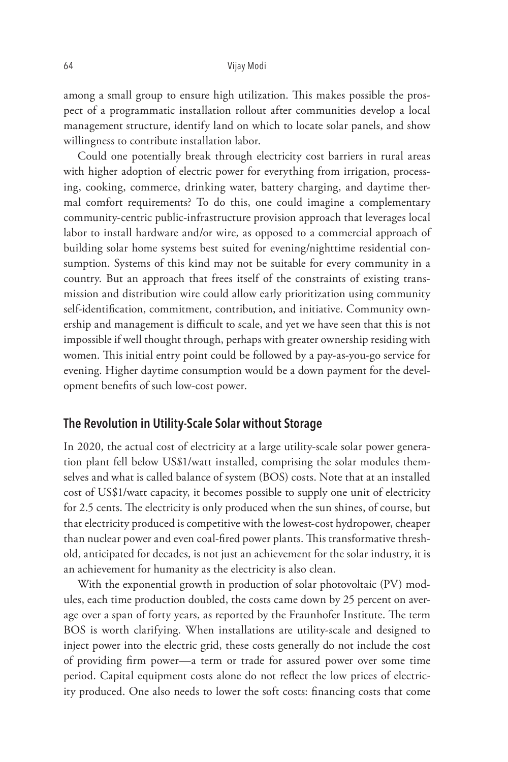among a small group to ensure high utilization. This makes possible the prospect of a programmatic installation rollout after communities develop a local management structure, identify land on which to locate solar panels, and show willingness to contribute installation labor.

Could one potentially break through electricity cost barriers in rural areas with higher adoption of electric power for everything from irrigation, processing, cooking, commerce, drinking water, battery charging, and daytime thermal comfort requirements? To do this, one could imagine a complementary community-centric public-infrastructure provision approach that leverages local labor to install hardware and/or wire, as opposed to a commercial approach of building solar home systems best suited for evening/nighttime residential consumption. Systems of this kind may not be suitable for every community in a country. But an approach that frees itself of the constraints of existing transmission and distribution wire could allow early prioritization using community self-identification, commitment, contribution, and initiative. Community ownership and management is difficult to scale, and yet we have seen that this is not impossible if well thought through, perhaps with greater ownership residing with women. This initial entry point could be followed by a pay-as-you-go service for evening. Higher daytime consumption would be a down payment for the development benefits of such low-cost power.

## The Revolution in Utility-Scale Solar without Storage

In 2020, the actual cost of electricity at a large utility-scale solar power generation plant fell below US$1/watt installed, comprising the solar modules themselves and what is called balance of system (BOS) costs. Note that at an installed cost of US$1/watt capacity, it becomes possible to supply one unit of electricity for 2.5 cents. The electricity is only produced when the sun shines, of course, but that electricity produced is competitive with the lowest-cost hydropower, cheaper than nuclear power and even coal-fired power plants. This transformative threshold, anticipated for decades, is not just an achievement for the solar industry, it is an achievement for humanity as the electricity is also clean.

With the exponential growth in production of solar photovoltaic (PV) modules, each time production doubled, the costs came down by 25 percent on average over a span of forty years, as reported by the Fraunhofer Institute. The term BOS is worth clarifying. When installations are utility-scale and designed to inject power into the electric grid, these costs generally do not include the cost of providing firm power—a term or trade for assured power over some time period. Capital equipment costs alone do not reflect the low prices of electricity produced. One also needs to lower the soft costs: financing costs that come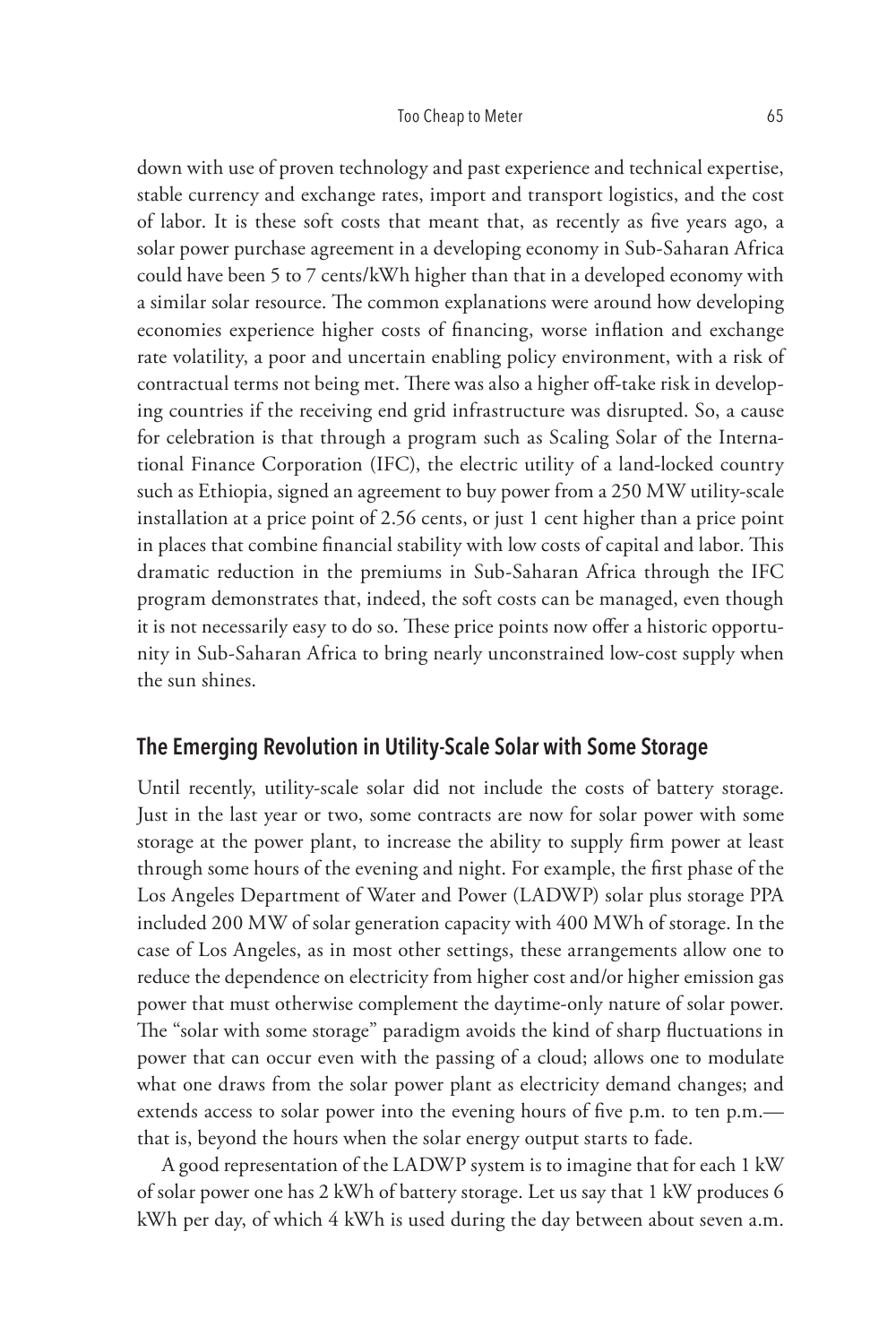down with use of proven technology and past experience and technical expertise, stable currency and exchange rates, import and transport logistics, and the cost of labor. It is these soft costs that meant that, as recently as five years ago, a solar power purchase agreement in a developing economy in Sub-Saharan Africa could have been 5 to 7 cents/kWh higher than that in a developed economy with a similar solar resource. The common explanations were around how developing economies experience higher costs of financing, worse inflation and exchange rate volatility, a poor and uncertain enabling policy environment, with a risk of contractual terms not being met. There was also a higher off-take risk in developing countries if the receiving end grid infrastructure was disrupted. So, a cause for celebration is that through a program such as Scaling Solar of the International Finance Corporation (IFC), the electric utility of a land-locked country such as Ethiopia, signed an agreement to buy power from a 250 MW utility-scale installation at a price point of 2.56 cents, or just 1 cent higher than a price point in places that combine financial stability with low costs of capital and labor. This dramatic reduction in the premiums in Sub-Saharan Africa through the IFC program demonstrates that, indeed, the soft costs can be managed, even though it is not necessarily easy to do so. These price points now offer a historic opportunity in Sub-Saharan Africa to bring nearly unconstrained low-cost supply when the sun shines.

## The Emerging Revolution in Utility-Scale Solar with Some Storage

Until recently, utility-scale solar did not include the costs of battery storage. Just in the last year or two, some contracts are now for solar power with some storage at the power plant, to increase the ability to supply firm power at least through some hours of the evening and night. For example, the first phase of the Los Angeles Department of Water and Power (LADWP) solar plus storage PPA included 200 MW of solar generation capacity with 400 MWh of storage. In the case of Los Angeles, as in most other settings, these arrangements allow one to reduce the dependence on electricity from higher cost and/or higher emission gas power that must otherwise complement the daytime-only nature of solar power. The "solar with some storage" paradigm avoids the kind of sharp fluctuations in power that can occur even with the passing of a cloud; allows one to modulate what one draws from the solar power plant as electricity demand changes; and extends access to solar power into the evening hours of five p.m. to ten p.m.—that is, beyond the hours when the solar energy output starts to fade.

A good representation of the LADWP system is to imagine that for each 1 kW of solar power one has 2 kWh of battery storage. Let us say that 1 kW produces 6 kWh per day, of which 4 kWh is used during the day between about seven a.m.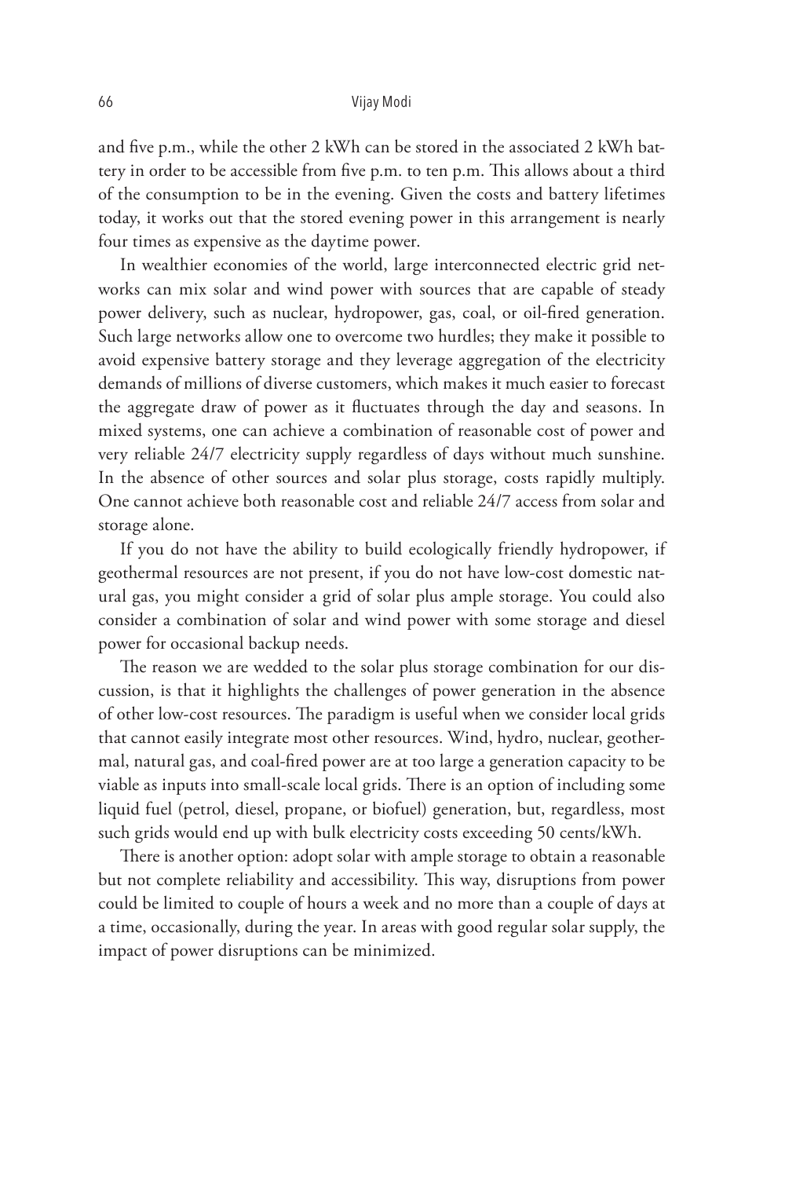and five p.m., while the other 2 kWh can be stored in the associated 2 kWh battery in order to be accessible from five p.m. to ten p.m. This allows about a third of the consumption to be in the evening. Given the costs and battery lifetimes today, it works out that the stored evening power in this arrangement is nearly four times as expensive as the daytime power.

In wealthier economies of the world, large interconnected electric grid networks can mix solar and wind power with sources that are capable of steady power delivery, such as nuclear, hydropower, gas, coal, or oil-fired generation. Such large networks allow one to overcome two hurdles; they make it possible to avoid expensive battery storage and they leverage aggregation of the electricity demands of millions of diverse customers, which makes it much easier to forecast the aggregate draw of power as it fluctuates through the day and seasons. In mixed systems, one can achieve a combination of reasonable cost of power and very reliable 24/7 electricity supply regardless of days without much sunshine. In the absence of other sources and solar plus storage, costs rapidly multiply. One cannot achieve both reasonable cost and reliable 24/7 access from solar and storage alone.

If you do not have the ability to build ecologically friendly hydropower, if geothermal resources are not present, if you do not have low-cost domestic natural gas, you might consider a grid of solar plus ample storage. You could also consider a combination of solar and wind power with some storage and diesel power for occasional backup needs.

The reason we are wedded to the solar plus storage combination for our discussion, is that it highlights the challenges of power generation in the absence of other low-cost resources. The paradigm is useful when we consider local grids that cannot easily integrate most other resources. Wind, hydro, nuclear, geothermal, natural gas, and coal-fired power are at too large a generation capacity to be viable as inputs into small-scale local grids. There is an option of including some liquid fuel (petrol, diesel, propane, or biofuel) generation, but, regardless, most such grids would end up with bulk electricity costs exceeding 50 cents/kWh.

There is another option: adopt solar with ample storage to obtain a reasonable but not complete reliability and accessibility. This way, disruptions from power could be limited to couple of hours a week and no more than a couple of days at a time, occasionally, during the year. In areas with good regular solar supply, the impact of power disruptions can be minimized.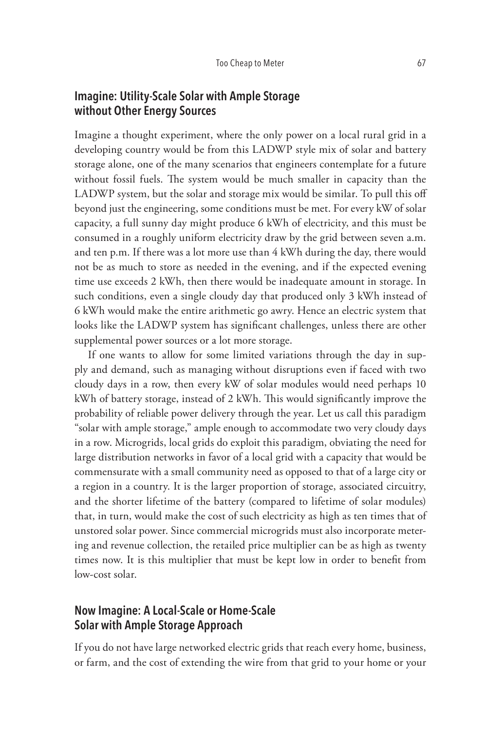## Imagine: Utility-Scale Solar with Ample Storage without Other Energy Sources

Imagine a thought experiment, where the only power on a local rural grid in a developing country would be from this LADWP style mix of solar and battery storage alone, one of the many scenarios that engineers contemplate for a future without fossil fuels. The system would be much smaller in capacity than the LADWP system, but the solar and storage mix would be similar. To pull this off beyond just the engineering, some conditions must be met. For every kW of solar capacity, a full sunny day might produce 6 kWh of electricity, and this must be consumed in a roughly uniform electricity draw by the grid between seven a.m. and ten p.m. If there was a lot more use than 4 kWh during the day, there would not be as much to store as needed in the evening, and if the expected evening time use exceeds 2 kWh, then there would be inadequate amount in storage. In such conditions, even a single cloudy day that produced only 3 kWh instead of 6 kWh would make the entire arithmetic go awry. Hence an electric system that looks like the LADWP system has significant challenges, unless there are other supplemental power sources or a lot more storage.

If one wants to allow for some limited variations through the day in supply and demand, such as managing without disruptions even if faced with two cloudy days in a row, then every kW of solar modules would need perhaps 10 kWh of battery storage, instead of 2 kWh. This would significantly improve the probability of reliable power delivery through the year. Let us call this paradigm "solar with ample storage," ample enough to accommodate two very cloudy days in a row. Microgrids, local grids do exploit this paradigm, obviating the need for large distribution networks in favor of a local grid with a capacity that would be commensurate with a small community need as opposed to that of a large city or a region in a country. It is the larger proportion of storage, associated circuitry, and the shorter lifetime of the battery (compared to lifetime of solar modules) that, in turn, would make the cost of such electricity as high as ten times that of unstored solar power. Since commercial microgrids must also incorporate metering and revenue collection, the retailed price multiplier can be as high as twenty times now. It is this multiplier that must be kept low in order to benefit from low-cost solar.

## Now Imagine: A Local-Scale or Home-Scale Solar with Ample Storage Approach

If you do not have large networked electric grids that reach every home, business, or farm, and the cost of extending the wire from that grid to your home or your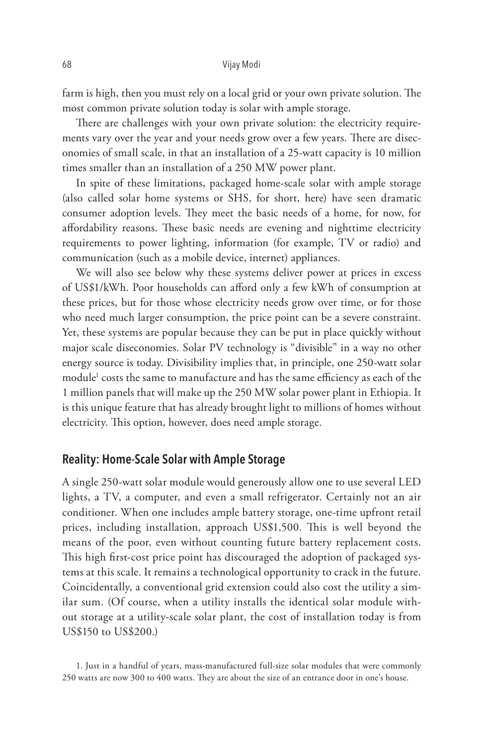farm is high, then you must rely on a local grid or your own private solution. The most common private solution today is solar with ample storage.

There are challenges with your own private solution: the electricity requirements vary over the year and your needs grow over a few years. There are diseconomies of small scale, in that an installation of a 25-watt capacity is 10 million times smaller than an installation of a 250 MW power plant.

In spite of these limitations, packaged home-scale solar with ample storage (also called solar home systems or SHS, for short, here) have seen dramatic consumer adoption levels. They meet the basic needs of a home, for now, for affordability reasons. These basic needs are evening and nighttime electricity requirements to power lighting, information (for example, TV or radio) and communication (such as a mobile device, internet) appliances.

We will also see below why these systems deliver power at prices in excess of US$1/kWh. Poor households can afford only a few kWh of consumption at these prices, but for those whose electricity needs grow over time, or for those who need much larger consumption, the price point can be a severe constraint. Yet, these systems are popular because they can be put in place quickly without major scale diseconomies. Solar PV technology is "divisible" in a way no other energy source is today. Divisibility implies that, in principle, one 250-watt solar module[1] costs the same to manufacture and has the same efficiency as each of the 1 million panels that will make up the 250 MW solar power plant in Ethiopia. It is this unique feature that has already brought light to millions of homes without electricity. This option, however, does need ample storage.

## Reality: Home-Scale Solar with Ample Storage

A single 250-watt solar module would generously allow one to use several LED lights, a TV, a computer, and even a small refrigerator. Certainly not an air conditioner. When one includes ample battery storage, one-time upfront retail prices, including installation, approach US$1,500. This is well beyond the means of the poor, even without counting future battery replacement costs. This high first-cost price point has discouraged the adoption of packaged systems at this scale. It remains a technological opportunity to crack in the future. Coincidentally, a conventional grid extension could also cost the utility a similar sum. (Of course, when a utility installs the identical solar module without storage at a utility-scale solar plant, the cost of installation today is from US$150 to US$200.)

1. Just in a handful of years, mass-manufactured full-size solar modules that were commonly 250 watts are now 300 to 400 watts. They are about the size of an entrance door in one's house.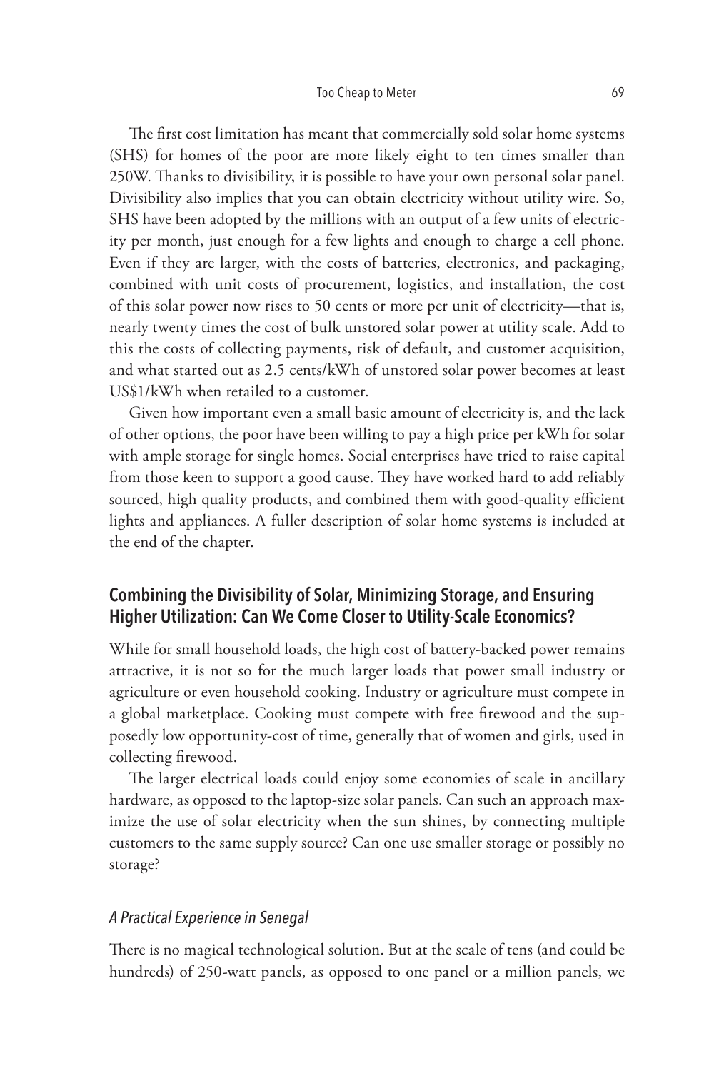The first cost limitation has meant that commercially sold solar home systems (SHS) for homes of the poor are more likely eight to ten times smaller than 250W. Thanks to divisibility, it is possible to have your own personal solar panel. Divisibility also implies that you can obtain electricity without utility wire. So, SHS have been adopted by the millions with an output of a few units of electricity per month, just enough for a few lights and enough to charge a cell phone. Even if they are larger, with the costs of batteries, electronics, and packaging, combined with unit costs of procurement, logistics, and installation, the cost of this solar power now rises to 50 cents or more per unit of electricity—that is, nearly twenty times the cost of bulk unstored solar power at utility scale. Add to this the costs of collecting payments, risk of default, and customer acquisition, and what started out as 2.5 cents/kWh of unstored solar power becomes at least US$1/kWh when retailed to a customer.

Given how important even a small basic amount of electricity is, and the lack of other options, the poor have been willing to pay a high price per kWh for solar with ample storage for single homes. Social enterprises have tried to raise capital from those keen to support a good cause. They have worked hard to add reliably sourced, high quality products, and combined them with good-quality efficient lights and appliances. A fuller description of solar home systems is included at the end of the chapter.

## Combining the Divisibility of Solar, Minimizing Storage, and Ensuring Higher Utilization: Can We Come Closer to Utility-Scale Economics?

While for small household loads, the high cost of battery-backed power remains attractive, it is not so for the much larger loads that power small industry or agriculture or even household cooking. Industry or agriculture must compete in a global marketplace. Cooking must compete with free firewood and the supposedly low opportunity-cost of time, generally that of women and girls, used in collecting firewood.

The larger electrical loads could enjoy some economies of scale in ancillary hardware, as opposed to the laptop-size solar panels. Can such an approach maximize the use of solar electricity when the sun shines, by connecting multiple customers to the same supply source? Can one use smaller storage or possibly no storage?

### *A Practical Experience in Senegal*

There is no magical technological solution. But at the scale of tens (and could be hundreds) of 250-watt panels, as opposed to one panel or a million panels, we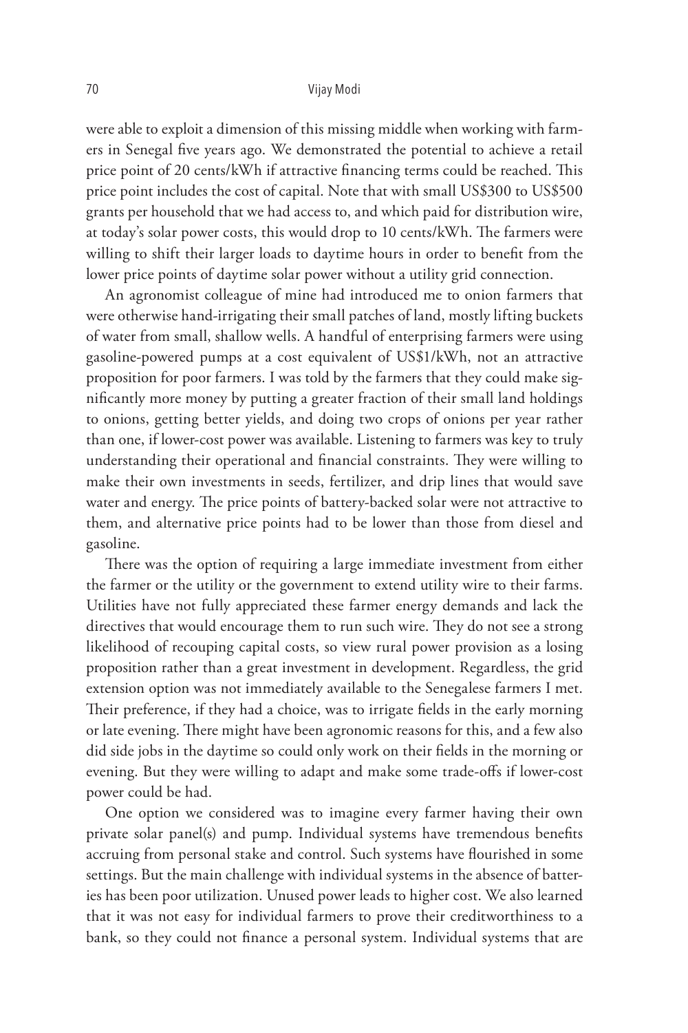were able to exploit a dimension of this missing middle when working with farmers in Senegal five years ago. We demonstrated the potential to achieve a retail price point of 20 cents/kWh if attractive financing terms could be reached. This price point includes the cost of capital. Note that with small US$300 to US$500 grants per household that we had access to, and which paid for distribution wire, at today's solar power costs, this would drop to 10 cents/kWh. The farmers were willing to shift their larger loads to daytime hours in order to benefit from the lower price points of daytime solar power without a utility grid connection.

An agronomist colleague of mine had introduced me to onion farmers that were otherwise hand-irrigating their small patches of land, mostly lifting buckets of water from small, shallow wells. A handful of enterprising farmers were using gasoline-powered pumps at a cost equivalent of US$1/kWh, not an attractive proposition for poor farmers. I was told by the farmers that they could make significantly more money by putting a greater fraction of their small land holdings to onions, getting better yields, and doing two crops of onions per year rather than one, if lower-cost power was available. Listening to farmers was key to truly understanding their operational and financial constraints. They were willing to make their own investments in seeds, fertilizer, and drip lines that would save water and energy. The price points of battery-backed solar were not attractive to them, and alternative price points had to be lower than those from diesel and gasoline.

There was the option of requiring a large immediate investment from either the farmer or the utility or the government to extend utility wire to their farms. Utilities have not fully appreciated these farmer energy demands and lack the directives that would encourage them to run such wire. They do not see a strong likelihood of recouping capital costs, so view rural power provision as a losing proposition rather than a great investment in development. Regardless, the grid extension option was not immediately available to the Senegalese farmers I met. Their preference, if they had a choice, was to irrigate fields in the early morning or late evening. There might have been agronomic reasons for this, and a few also did side jobs in the daytime so could only work on their fields in the morning or evening. But they were willing to adapt and make some trade-offs if lower-cost power could be had.

One option we considered was to imagine every farmer having their own private solar panel(s) and pump. Individual systems have tremendous benefits accruing from personal stake and control. Such systems have flourished in some settings. But the main challenge with individual systems in the absence of batteries has been poor utilization. Unused power leads to higher cost. We also learned that it was not easy for individual farmers to prove their creditworthiness to a bank, so they could not finance a personal system. Individual systems that are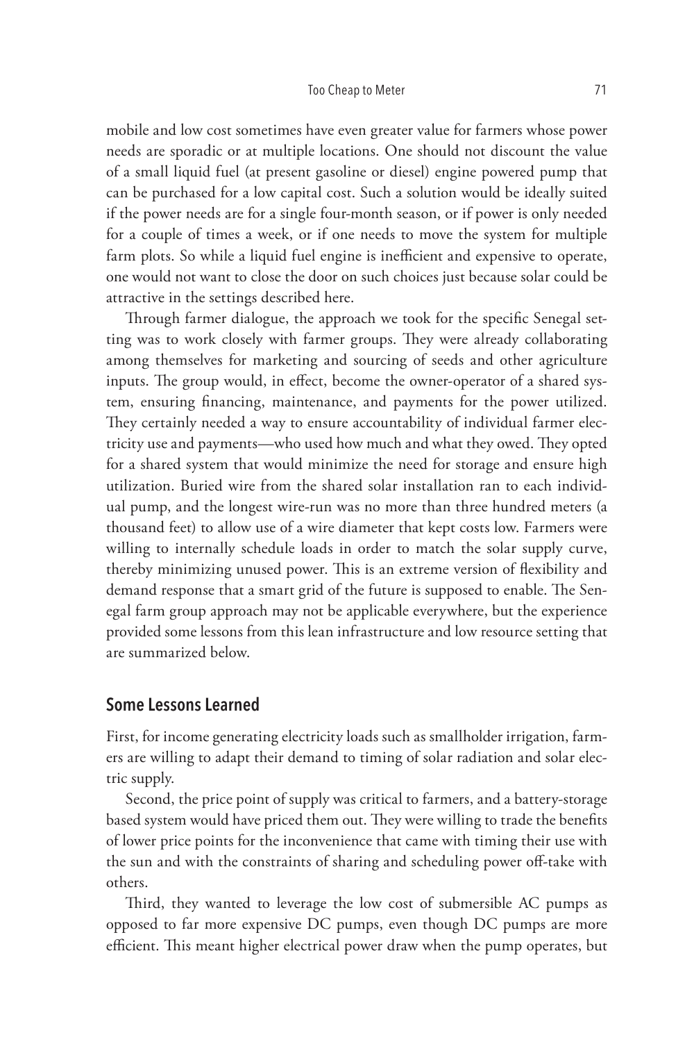mobile and low cost sometimes have even greater value for farmers whose power needs are sporadic or at multiple locations. One should not discount the value of a small liquid fuel (at present gasoline or diesel) engine powered pump that can be purchased for a low capital cost. Such a solution would be ideally suited if the power needs are for a single four-month season, or if power is only needed for a couple of times a week, or if one needs to move the system for multiple farm plots. So while a liquid fuel engine is inefficient and expensive to operate, one would not want to close the door on such choices just because solar could be attractive in the settings described here.

Through farmer dialogue, the approach we took for the specific Senegal setting was to work closely with farmer groups. They were already collaborating among themselves for marketing and sourcing of seeds and other agriculture inputs. The group would, in effect, become the owner-operator of a shared system, ensuring financing, maintenance, and payments for the power utilized. They certainly needed a way to ensure accountability of individual farmer electricity use and payments—who used how much and what they owed. They opted for a shared system that would minimize the need for storage and ensure high utilization. Buried wire from the shared solar installation ran to each individual pump, and the longest wire-run was no more than three hundred meters (a thousand feet) to allow use of a wire diameter that kept costs low. Farmers were willing to internally schedule loads in order to match the solar supply curve, thereby minimizing unused power. This is an extreme version of flexibility and demand response that a smart grid of the future is supposed to enable. The Senegal farm group approach may not be applicable everywhere, but the experience provided some lessons from this lean infrastructure and low resource setting that are summarized below.

## Some Lessons Learned

First, for income generating electricity loads such as smallholder irrigation, farmers are willing to adapt their demand to timing of solar radiation and solar electric supply.

Second, the price point of supply was critical to farmers, and a battery-storage based system would have priced them out. They were willing to trade the benefits of lower price points for the inconvenience that came with timing their use with the sun and with the constraints of sharing and scheduling power off-take with others.

Third, they wanted to leverage the low cost of submersible AC pumps as opposed to far more expensive DC pumps, even though DC pumps are more efficient. This meant higher electrical power draw when the pump operates, but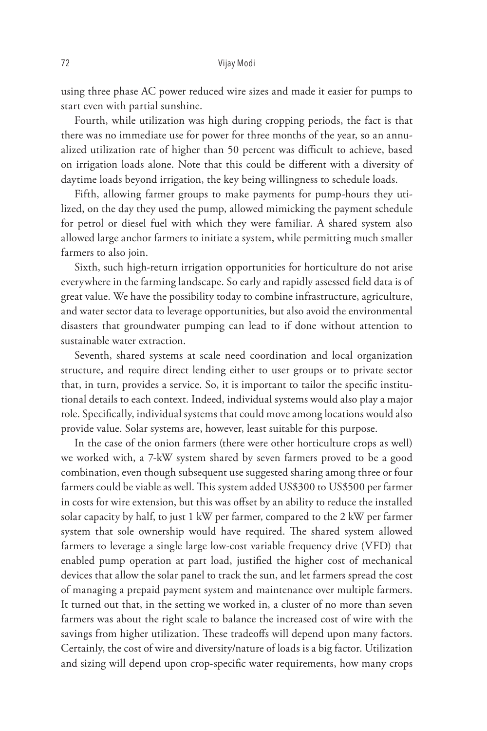using three phase AC power reduced wire sizes and made it easier for pumps to start even with partial sunshine.

Fourth, while utilization was high during cropping periods, the fact is that there was no immediate use for power for three months of the year, so an annualized utilization rate of higher than 50 percent was difficult to achieve, based on irrigation loads alone. Note that this could be different with a diversity of daytime loads beyond irrigation, the key being willingness to schedule loads.

Fifth, allowing farmer groups to make payments for pump-hours they utilized, on the day they used the pump, allowed mimicking the payment schedule for petrol or diesel fuel with which they were familiar. A shared system also allowed large anchor farmers to initiate a system, while permitting much smaller farmers to also join.

Sixth, such high-return irrigation opportunities for horticulture do not arise everywhere in the farming landscape. So early and rapidly assessed field data is of great value. We have the possibility today to combine infrastructure, agriculture, and water sector data to leverage opportunities, but also avoid the environmental disasters that groundwater pumping can lead to if done without attention to sustainable water extraction.

Seventh, shared systems at scale need coordination and local organization structure, and require direct lending either to user groups or to private sector that, in turn, provides a service. So, it is important to tailor the specific institutional details to each context. Indeed, individual systems would also play a major role. Specifically, individual systems that could move among locations would also provide value. Solar systems are, however, least suitable for this purpose.

In the case of the onion farmers (there were other horticulture crops as well) we worked with, a 7-kW system shared by seven farmers proved to be a good combination, even though subsequent use suggested sharing among three or four farmers could be viable as well. This system added US$300 to US$500 per farmer in costs for wire extension, but this was offset by an ability to reduce the installed solar capacity by half, to just 1 kW per farmer, compared to the 2 kW per farmer system that sole ownership would have required. The shared system allowed farmers to leverage a single large low-cost variable frequency drive (VFD) that enabled pump operation at part load, justified the higher cost of mechanical devices that allow the solar panel to track the sun, and let farmers spread the cost of managing a prepaid payment system and maintenance over multiple farmers. It turned out that, in the setting we worked in, a cluster of no more than seven farmers was about the right scale to balance the increased cost of wire with the savings from higher utilization. These tradeoffs will depend upon many factors. Certainly, the cost of wire and diversity/nature of loads is a big factor. Utilization and sizing will depend upon crop-specific water requirements, how many crops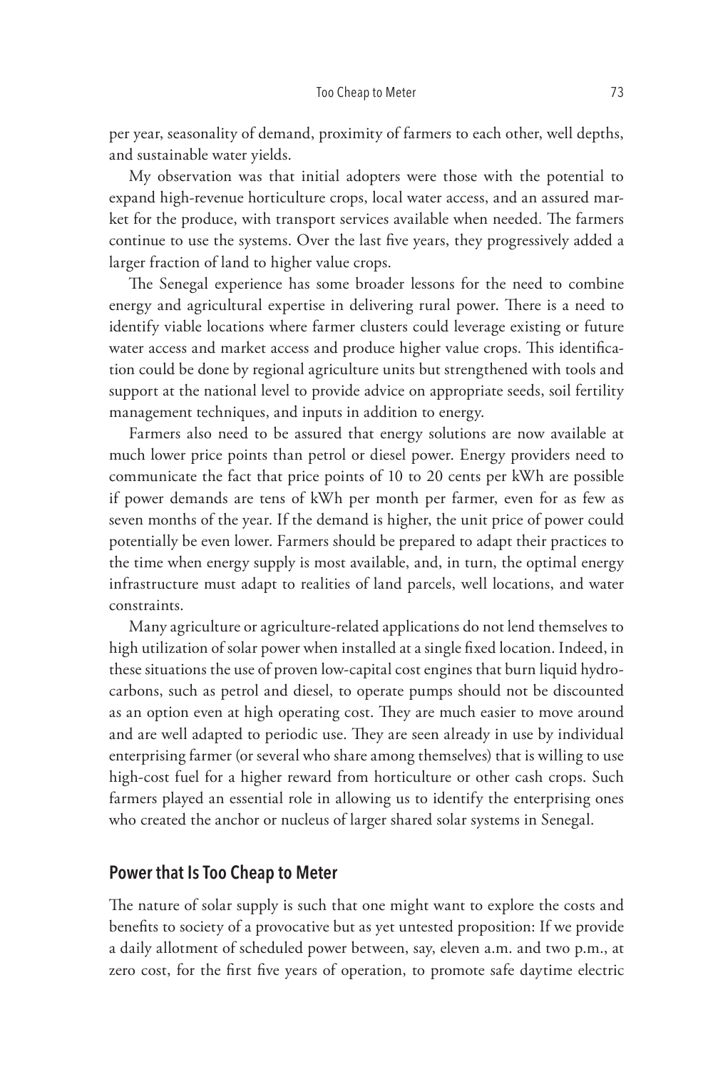per year, seasonality of demand, proximity of farmers to each other, well depths, and sustainable water yields.

My observation was that initial adopters were those with the potential to expand high-revenue horticulture crops, local water access, and an assured market for the produce, with transport services available when needed. The farmers continue to use the systems. Over the last five years, they progressively added a larger fraction of land to higher value crops.

The Senegal experience has some broader lessons for the need to combine energy and agricultural expertise in delivering rural power. There is a need to identify viable locations where farmer clusters could leverage existing or future water access and market access and produce higher value crops. This identification could be done by regional agriculture units but strengthened with tools and support at the national level to provide advice on appropriate seeds, soil fertility management techniques, and inputs in addition to energy.

Farmers also need to be assured that energy solutions are now available at much lower price points than petrol or diesel power. Energy providers need to communicate the fact that price points of 10 to 20 cents per kWh are possible if power demands are tens of kWh per month per farmer, even for as few as seven months of the year. If the demand is higher, the unit price of power could potentially be even lower. Farmers should be prepared to adapt their practices to the time when energy supply is most available, and, in turn, the optimal energy infrastructure must adapt to realities of land parcels, well locations, and water constraints.

Many agriculture or agriculture-related applications do not lend themselves to high utilization of solar power when installed at a single fixed location. Indeed, in these situations the use of proven low-capital cost engines that burn liquid hydrocarbons, such as petrol and diesel, to operate pumps should not be discounted as an option even at high operating cost. They are much easier to move around and are well adapted to periodic use. They are seen already in use by individual enterprising farmer (or several who share among themselves) that is willing to use high-cost fuel for a higher reward from horticulture or other cash crops. Such farmers played an essential role in allowing us to identify the enterprising ones who created the anchor or nucleus of larger shared solar systems in Senegal.

## Power that Is Too Cheap to Meter

The nature of solar supply is such that one might want to explore the costs and benefits to society of a provocative but as yet untested proposition: If we provide a daily allotment of scheduled power between, say, eleven a.m. and two p.m., at zero cost, for the first five years of operation, to promote safe daytime electric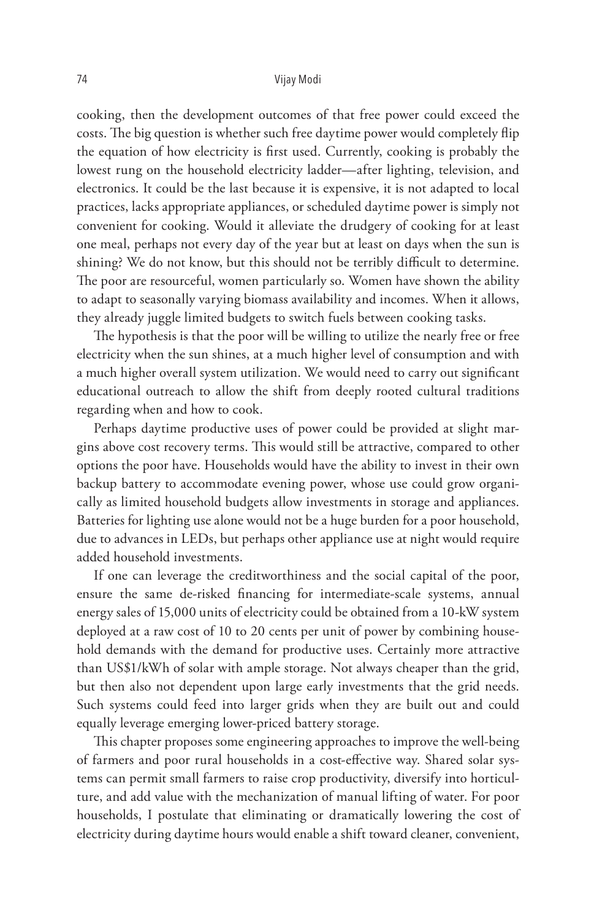cooking, then the development outcomes of that free power could exceed the costs. The big question is whether such free daytime power would completely flip the equation of how electricity is first used. Currently, cooking is probably the lowest rung on the household electricity ladder—after lighting, television, and electronics. It could be the last because it is expensive, it is not adapted to local practices, lacks appropriate appliances, or scheduled daytime power is simply not convenient for cooking. Would it alleviate the drudgery of cooking for at least one meal, perhaps not every day of the year but at least on days when the sun is shining? We do not know, but this should not be terribly difficult to determine. The poor are resourceful, women particularly so. Women have shown the ability to adapt to seasonally varying biomass availability and incomes. When it allows, they already juggle limited budgets to switch fuels between cooking tasks.

The hypothesis is that the poor will be willing to utilize the nearly free or free electricity when the sun shines, at a much higher level of consumption and with a much higher overall system utilization. We would need to carry out significant educational outreach to allow the shift from deeply rooted cultural traditions regarding when and how to cook.

Perhaps daytime productive uses of power could be provided at slight margins above cost recovery terms. This would still be attractive, compared to other options the poor have. Households would have the ability to invest in their own backup battery to accommodate evening power, whose use could grow organically as limited household budgets allow investments in storage and appliances. Batteries for lighting use alone would not be a huge burden for a poor household, due to advances in LEDs, but perhaps other appliance use at night would require added household investments.

If one can leverage the creditworthiness and the social capital of the poor, ensure the same de-risked financing for intermediate-scale systems, annual energy sales of 15,000 units of electricity could be obtained from a 10-kW system deployed at a raw cost of 10 to 20 cents per unit of power by combining household demands with the demand for productive uses. Certainly more attractive than US$1/kWh of solar with ample storage. Not always cheaper than the grid, but then also not dependent upon large early investments that the grid needs. Such systems could feed into larger grids when they are built out and could equally leverage emerging lower-priced battery storage.

This chapter proposes some engineering approaches to improve the well-being of farmers and poor rural households in a cost-effective way. Shared solar systems can permit small farmers to raise crop productivity, diversify into horticulture, and add value with the mechanization of manual lifting of water. For poor households, I postulate that eliminating or dramatically lowering the cost of electricity during daytime hours would enable a shift toward cleaner, convenient,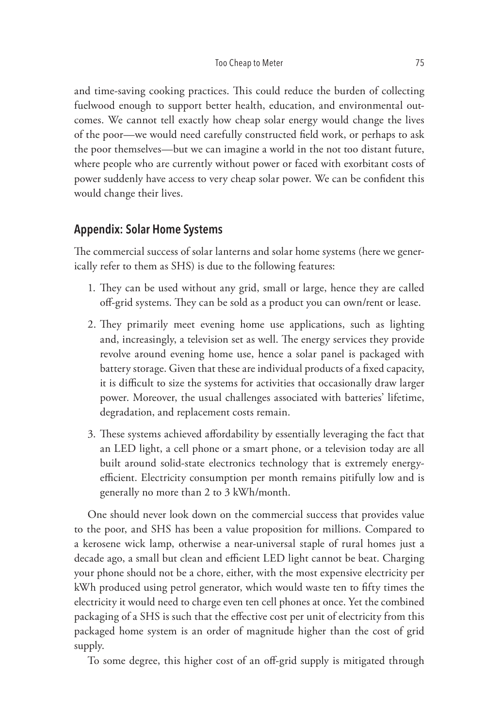and time-saving cooking practices. This could reduce the burden of collecting fuelwood enough to support better health, education, and environmental outcomes. We cannot tell exactly how cheap solar energy would change the lives of the poor—we would need carefully constructed field work, or perhaps to ask the poor themselves—but we can imagine a world in the not too distant future, where people who are currently without power or faced with exorbitant costs of power suddenly have access to very cheap solar power. We can be confident this would change their lives.

## Appendix: Solar Home Systems

The commercial success of solar lanterns and solar home systems (here we generically refer to them as SHS) is due to the following features:

1. They can be used without any grid, small or large, hence they are called off-grid systems. They can be sold as a product you can own/rent or lease.
2. They primarily meet evening home use applications, such as lighting and, increasingly, a television set as well. The energy services they provide revolve around evening home use, hence a solar panel is packaged with battery storage. Given that these are individual products of a fixed capacity, it is difficult to size the systems for activities that occasionally draw larger power. Moreover, the usual challenges associated with batteries' lifetime, degradation, and replacement costs remain.
3. These systems achieved affordability by essentially leveraging the fact that an LED light, a cell phone or a smart phone, or a television today are all built around solid-state electronics technology that is extremely energy-efficient. Electricity consumption per month remains pitifully low and is generally no more than 2 to 3 kWh/month.

One should never look down on the commercial success that provides value to the poor, and SHS has been a value proposition for millions. Compared to a kerosene wick lamp, otherwise a near-universal staple of rural homes just a decade ago, a small but clean and efficient LED light cannot be beat. Charging your phone should not be a chore, either, with the most expensive electricity per kWh produced using petrol generator, which would waste ten to fifty times the electricity it would need to charge even ten cell phones at once. Yet the combined packaging of a SHS is such that the effective cost per unit of electricity from this packaged home system is an order of magnitude higher than the cost of grid supply.

To some degree, this higher cost of an off-grid supply is mitigated through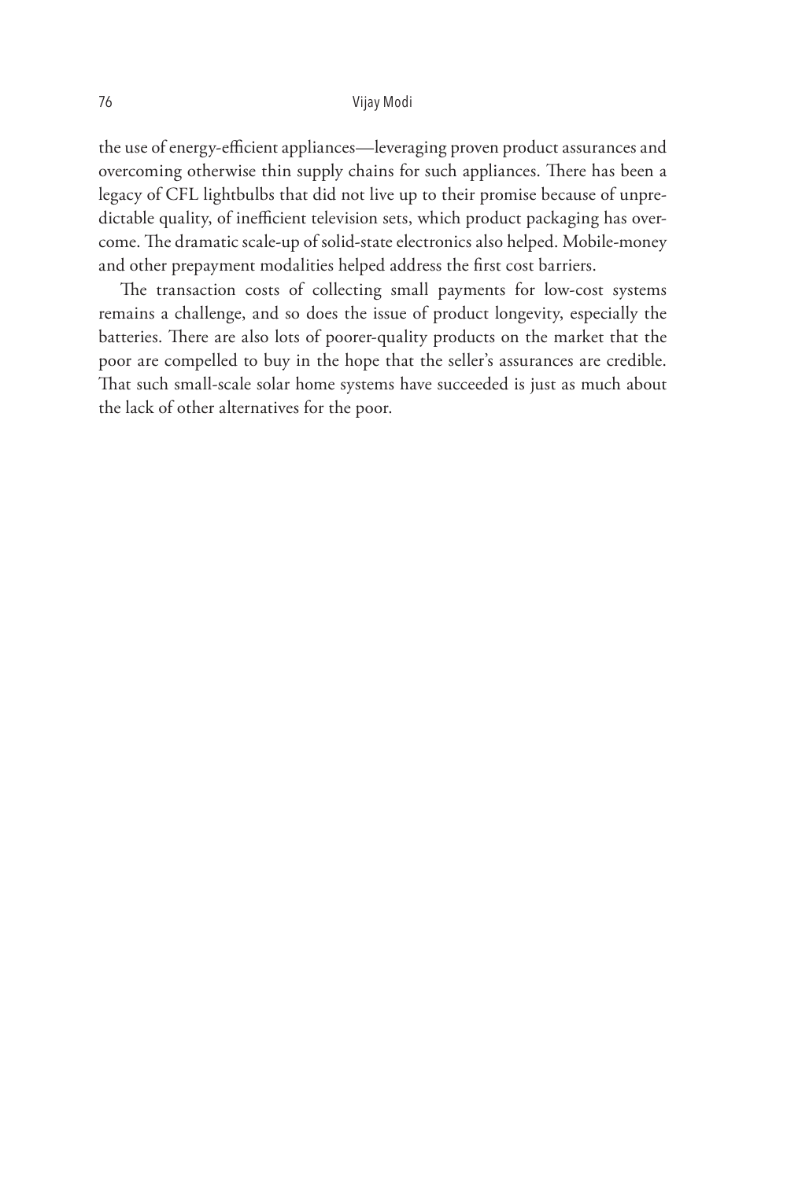the use of energy-efficient appliances—leveraging proven product assurances and overcoming otherwise thin supply chains for such appliances. There has been a legacy of CFL lightbulbs that did not live up to their promise because of unpredictable quality, of inefficient television sets, which product packaging has overcome. The dramatic scale-up of solid-state electronics also helped. Mobile-money and other prepayment modalities helped address the first cost barriers.

The transaction costs of collecting small payments for low-cost systems remains a challenge, and so does the issue of product longevity, especially the batteries. There are also lots of poorer-quality products on the market that the poor are compelled to buy in the hope that the seller's assurances are credible. That such small-scale solar home systems have succeeded is just as much about the lack of other alternatives for the poor.